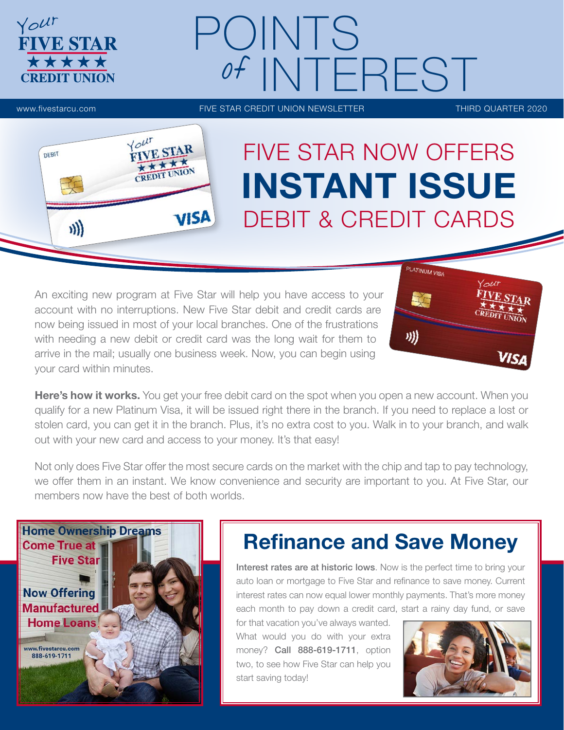# POINTS of INTEREST

www.fivestarcu.com | FIVE STAR CREDIT UNION NEWSLETTER | THIRD QUARTER 2020

## FIVE STAR NOW OFFERS INSTANT ISSUE DEBIT & CREDIT CARDS

An exciting new program at Five Star will help you have access to your account with no interruptions. New Five Star debit and credit cards are now being issued in most of your local branches. One of the frustrations with needing a new debit or credit card was the long wait for them to arrive in the mail; usually one business week. Now, you can begin using your card within minutes.

**Here's how it works.** You get your free debit card on the spot when you open a new account. When you qualify for a new Platinum Visa, it will be issued right there in the branch. If you need to replace a lost or stolen card, you can get it in the branch. Plus, it's no extra cost to you. Walk in to your branch, and walk out with your new card and access to your money. It's that easy!

Not only does Five Star offer the most secure cards on the market with the chip and tap to pay technology, we offer them in an instant. We know convenience and security are important to you. At Five Star, our members now have the best of both worlds.

**Home Ownership Dreams Come True at Five Star**

**Now Offering Manufactured Home Loans**

www.fivestarcu.com
888-619-1711

## Refinance and Save Money

**Interest rates are at historic lows**. Now is the perfect time to bring your auto loan or mortgage to Five Star and refinance to save money. Current interest rates can now equal lower monthly payments. That's more money each month to pay down a credit card, start a rainy day fund, or save for that vacation you've always wanted. What would you do with your extra money? **Call 888-619-1711**, option two, to see how Five Star can help you start saving today!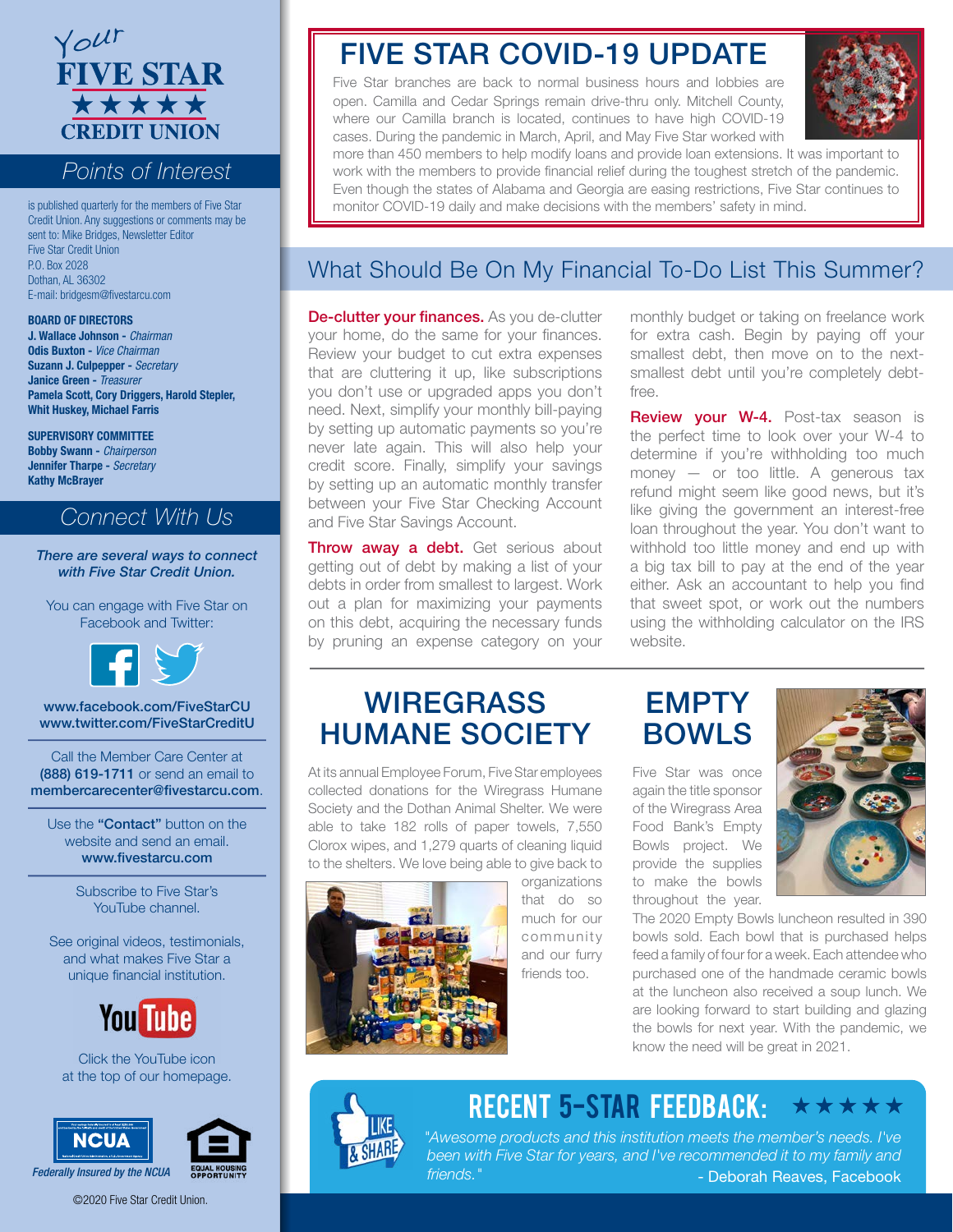# Your FIVE STAR ★★★★★ CREDIT UNION

## Points of Interest

is published quarterly for the members of Five Star Credit Union. Any suggestions or comments may be sent to: Mike Bridges, Newsletter Editor
Five Star Credit Union
P.O. Box 2028
Dothan, AL 36302
E-mail: bridgesm@fivestarcu.com

**BOARD OF DIRECTORS**
**J. Wallace Johnson** - *Chairman*
**Odis Buxton** - *Vice Chairman*
**Suzann J. Culpepper** - *Secretary*
**Janice Green** - *Treasurer*
**Pamela Scott, Cory Driggers, Harold Stepler, Whit Huskey, Michael Farris**

**SUPERVISORY COMMITTEE**
**Bobby Swann** - *Chairperson*
**Jennifer Tharpe** - *Secretary*
**Kathy McBrayer**

## Connect With Us

***There are several ways to connect with Five Star Credit Union.***

You can engage with Five Star on Facebook and Twitter:

**www.facebook.com/FiveStarCU**
**www.twitter.com/FiveStarCreditU**

Call the Member Care Center at **(888) 619-1711** or send an email to **membercarecenter@fivestarcu.com**.

Use the **"Contact"** button on the website and send an email.
**www.fivestarcu.com**

Subscribe to Five Star's YouTube channel.

See original videos, testimonials, and what makes Five Star a unique financial institution.

Click the YouTube icon at the top of our homepage.

*Federally Insured by the NCUA*

©2020 Five Star Credit Union.

# FIVE STAR COVID-19 UPDATE

Five Star branches are back to normal business hours and lobbies are open. Camilla and Cedar Springs remain drive-thru only. Mitchell County, where our Camilla branch is located, continues to have high COVID-19 cases. During the pandemic in March, April, and May Five Star worked with more than 450 members to help modify loans and provide loan extensions. It was important to work with the members to provide financial relief during the toughest stretch of the pandemic. Even though the states of Alabama and Georgia are easing restrictions, Five Star continues to monitor COVID-19 daily and make decisions with the members' safety in mind.

## What Should Be On My Financial To-Do List This Summer?

**De-clutter your finances.** As you de-clutter your home, do the same for your finances. Review your budget to cut extra expenses that are cluttering it up, like subscriptions you don't use or upgraded apps you don't need. Next, simplify your monthly bill-paying by setting up automatic payments so you're never late again. This will also help your credit score. Finally, simplify your savings by setting up an automatic monthly transfer between your Five Star Checking Account and Five Star Savings Account.

**Throw away a debt.** Get serious about getting out of debt by making a list of your debts in order from smallest to largest. Work out a plan for maximizing your payments on this debt, acquiring the necessary funds by pruning an expense category on your monthly budget or taking on freelance work for extra cash. Begin by paying off your smallest debt, then move on to the next-smallest debt until you're completely debt-free.

**Review your W-4.** Post-tax season is the perfect time to look over your W-4 to determine if you're withholding too much money — or too little. A generous tax refund might seem like good news, but it's like giving the government an interest-free loan throughout the year. You don't want to withhold too little money and end up with a big tax bill to pay at the end of the year either. Ask an accountant to help you find that sweet spot, or work out the numbers using the withholding calculator on the IRS website.

## WIREGRASS HUMANE SOCIETY

At its annual Employee Forum, Five Star employees collected donations for the Wiregrass Humane Society and the Dothan Animal Shelter. We were able to take 182 rolls of paper towels, 7,550 Clorox wipes, and 1,279 quarts of cleaning liquid to the shelters. We love being able to give back to organizations that do so much for our community and our furry friends too.

## EMPTY BOWLS

Five Star was once again the title sponsor of the Wiregrass Area Food Bank's Empty Bowls project. We provide the supplies to make the bowls throughout the year. The 2020 Empty Bowls luncheon resulted in 390 bowls sold. Each bowl that is purchased helps feed a family of four for a week. Each attendee who purchased one of the handmade ceramic bowls at the luncheon also received a soup lunch. We are looking forward to start building and glazing the bowls for next year. With the pandemic, we know the need will be great in 2021.

## RECENT 5-STAR FEEDBACK: ★★★★★

*"Awesome products and this institution meets the member's needs. I've been with Five Star for years, and I've recommended it to my family and friends."*

- Deborah Reaves, Facebook